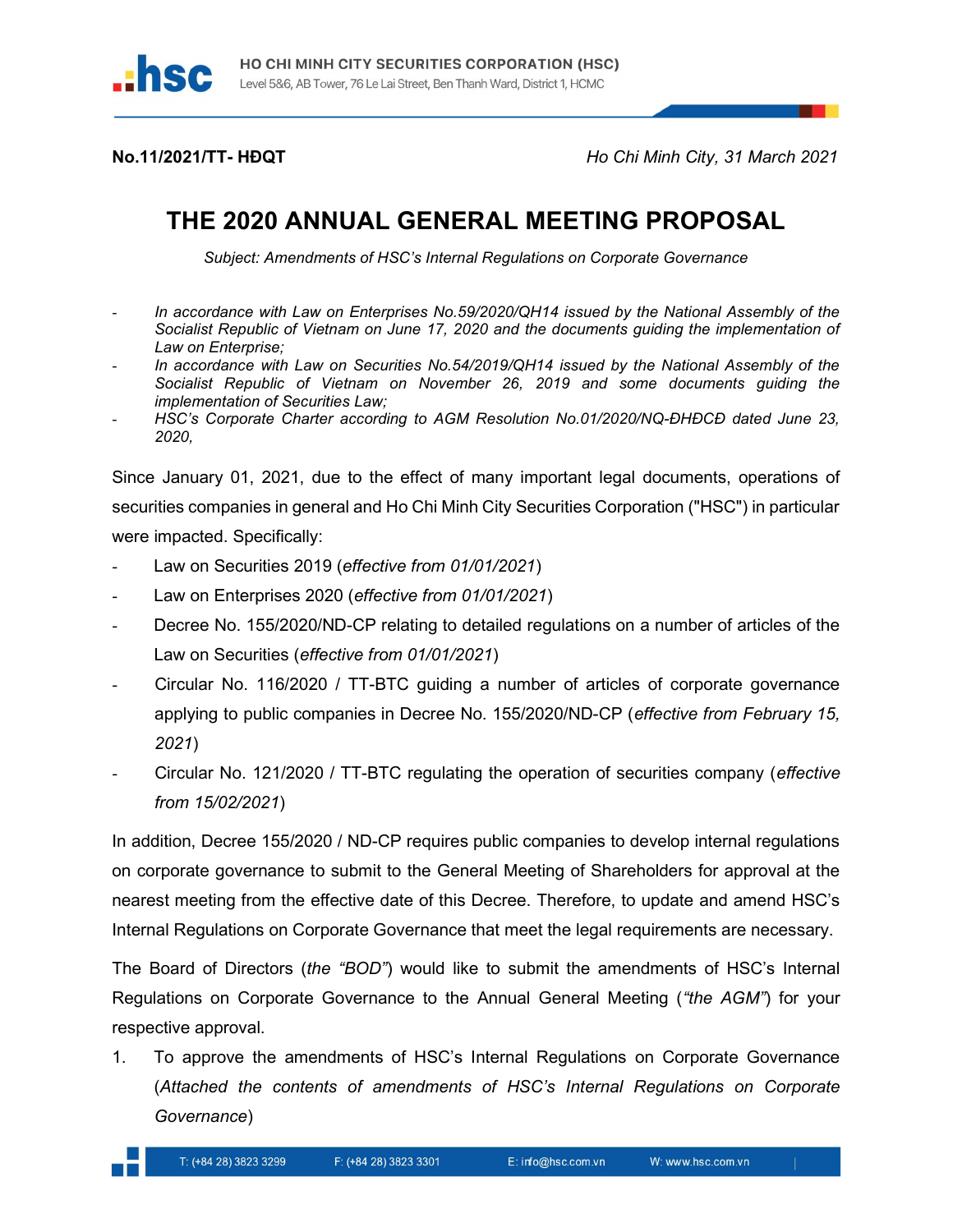**No.11/2021/TT- HĐQT** *Ho Chi Minh City, 31 March 2021*

# THE 2020 ANNUAL GENERAL MEETING PROPOSAL

*Subject: Amendments of HSC's Internal Regulations on Corporate Governance*

- *In accordance with Law on Enterprises No.59/2020/QH14 issued by the National Assembly of the Socialist Republic of Vietnam on June 17, 2020 and the documents guiding the implementation of Law on Enterprise;*
- *In accordance with Law on Securities No.54/2019/QH14 issued by the National Assembly of the Socialist Republic of Vietnam on November 26, 2019 and some documents guiding the implementation of Securities Law;*
- *HSC's Corporate Charter according to AGM Resolution No.01/2020/NQ-ĐHĐCĐ dated June 23, 2020,*

Since January 01, 2021, due to the effect of many important legal documents, operations of securities companies in general and Ho Chi Minh City Securities Corporation ("HSC") in particular were impacted. Specifically:

- Law on Securities 2019 (*effective from 01/01/2021*)
- Law on Enterprises 2020 (*effective from 01/01/2021*)
- Decree No. 155/2020/ND-CP relating to detailed regulations on a number of articles of the Law on Securities (*effective from 01/01/2021*)
- Circular No. 116/2020 / TT-BTC guiding a number of articles of corporate governance applying to public companies in Decree No. 155/2020/ND-CP (*effective from February 15, 2021*)
- Circular No. 121/2020 / TT-BTC regulating the operation of securities company (*effective from 15/02/2021*)

In addition, Decree 155/2020 / ND-CP requires public companies to develop internal regulations on corporate governance to submit to the General Meeting of Shareholders for approval at the nearest meeting from the effective date of this Decree. Therefore, to update and amend HSC's Internal Regulations on Corporate Governance that meet the legal requirements are necessary.

The Board of Directors (*the "BOD"*) would like to submit the amendments of HSC's Internal Regulations on Corporate Governance to the Annual General Meeting (*"the AGM"*) for your respective approval.

1. To approve the amendments of HSC's Internal Regulations on Corporate Governance (*Attached the contents of amendments of HSC's Internal Regulations on Corporate Governance*)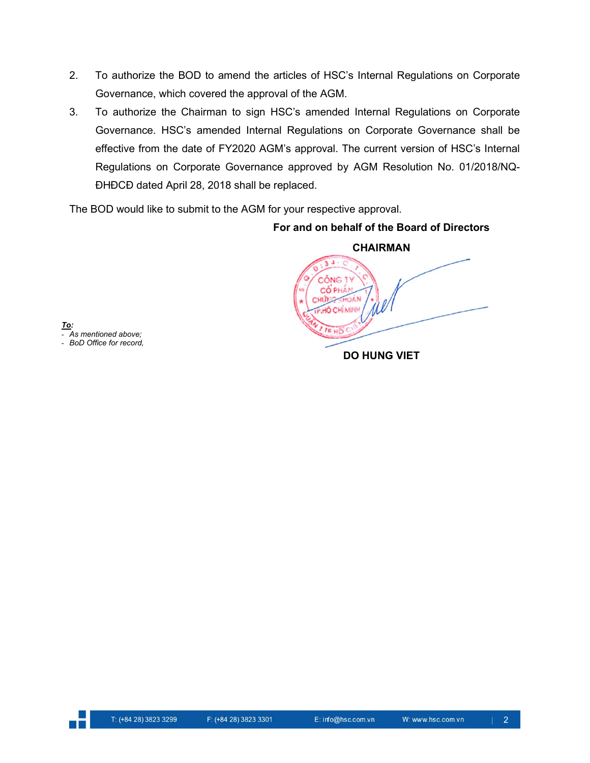2. To authorize the BOD to amend the articles of HSC's Internal Regulations on Corporate Governance, which covered the approval of the AGM.
3. To authorize the Chairman to sign HSC's amended Internal Regulations on Corporate Governance. HSC's amended Internal Regulations on Corporate Governance shall be effective from the date of FY2020 AGM's approval. The current version of HSC's Internal Regulations on Corporate Governance approved by AGM Resolution No. 01/2018/NQ-ĐHĐCĐ dated April 28, 2018 shall be replaced.

The BOD would like to submit to the AGM for your respective approval.

**For and on behalf of the Board of Directors**

**CHAIRMAN**

**DO HUNG VIET**

***To:***
- *As mentioned above;*
- *BoD Office for record,*